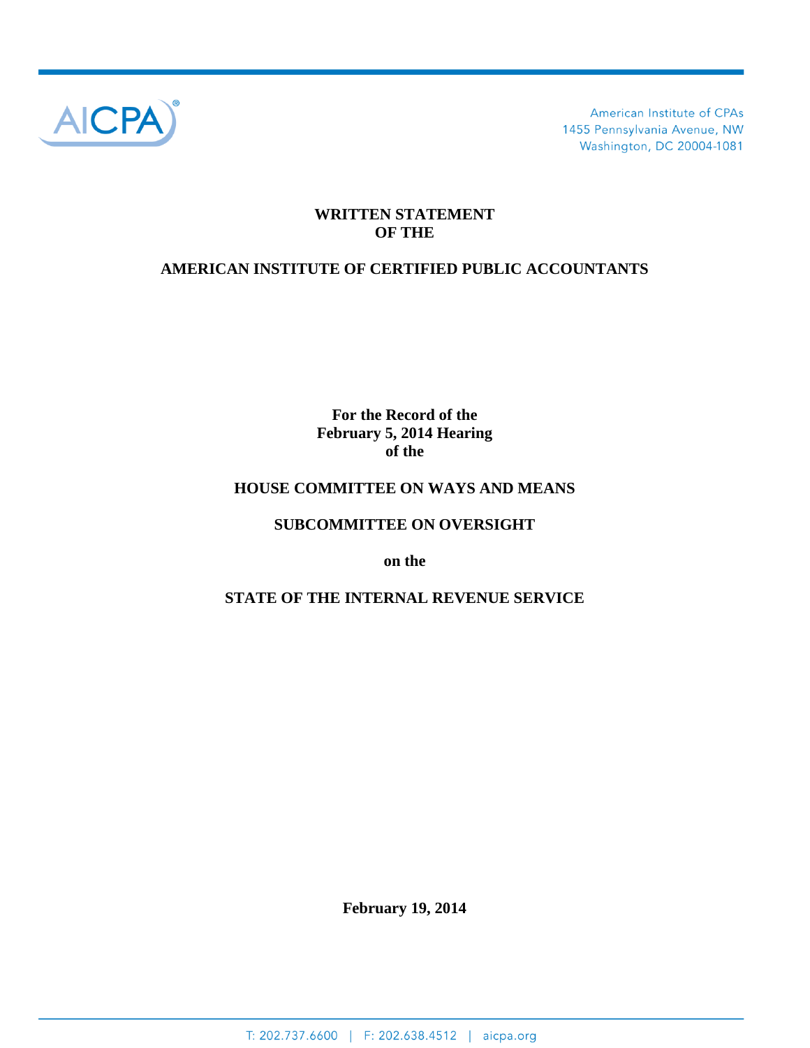American Institute of CPAs
1455 Pennsylvania Avenue, NW
Washington, DC 20004-1081

# WRITTEN STATEMENT OF THE

# AMERICAN INSTITUTE OF CERTIFIED PUBLIC ACCOUNTANTS

**For the Record of the February 5, 2014 Hearing of the**

**HOUSE COMMITTEE ON WAYS AND MEANS**

**SUBCOMMITTEE ON OVERSIGHT**

**on the**

**STATE OF THE INTERNAL REVENUE SERVICE**

**February 19, 2014**

T: 202.737.6600 | F: 202.638.4512 | aicpa.org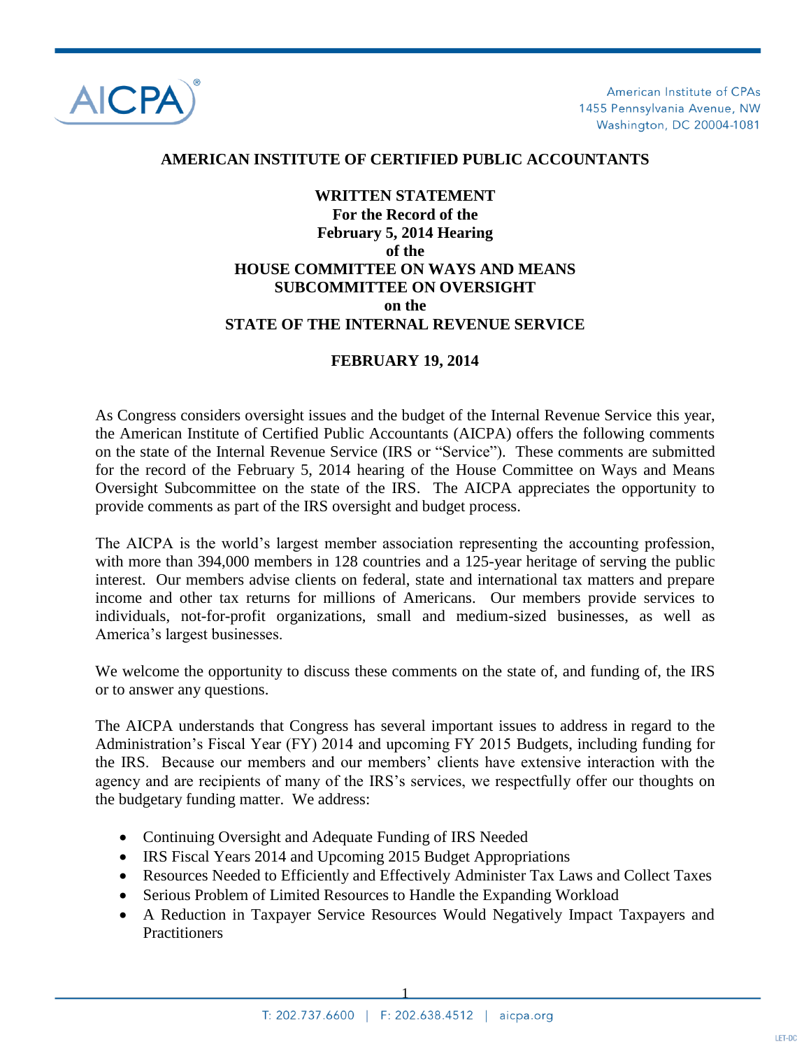**AMERICAN INSTITUTE OF CERTIFIED PUBLIC ACCOUNTANTS**

**WRITTEN STATEMENT**
**For the Record of the**
**February 5, 2014 Hearing**
**of the**
**HOUSE COMMITTEE ON WAYS AND MEANS**
**SUBCOMMITTEE ON OVERSIGHT**
**on the**
**STATE OF THE INTERNAL REVENUE SERVICE**

**FEBRUARY 19, 2014**

As Congress considers oversight issues and the budget of the Internal Revenue Service this year, the American Institute of Certified Public Accountants (AICPA) offers the following comments on the state of the Internal Revenue Service (IRS or "Service"). These comments are submitted for the record of the February 5, 2014 hearing of the House Committee on Ways and Means Oversight Subcommittee on the state of the IRS. The AICPA appreciates the opportunity to provide comments as part of the IRS oversight and budget process.

The AICPA is the world's largest member association representing the accounting profession, with more than 394,000 members in 128 countries and a 125-year heritage of serving the public interest. Our members advise clients on federal, state and international tax matters and prepare income and other tax returns for millions of Americans. Our members provide services to individuals, not-for-profit organizations, small and medium-sized businesses, as well as America's largest businesses.

We welcome the opportunity to discuss these comments on the state of, and funding of, the IRS or to answer any questions.

The AICPA understands that Congress has several important issues to address in regard to the Administration's Fiscal Year (FY) 2014 and upcoming FY 2015 Budgets, including funding for the IRS. Because our members and our members' clients have extensive interaction with the agency and are recipients of many of the IRS's services, we respectfully offer our thoughts on the budgetary funding matter. We address:

- Continuing Oversight and Adequate Funding of IRS Needed
- IRS Fiscal Years 2014 and Upcoming 2015 Budget Appropriations
- Resources Needed to Efficiently and Effectively Administer Tax Laws and Collect Taxes
- Serious Problem of Limited Resources to Handle the Expanding Workload
- A Reduction in Taxpayer Service Resources Would Negatively Impact Taxpayers and Practitioners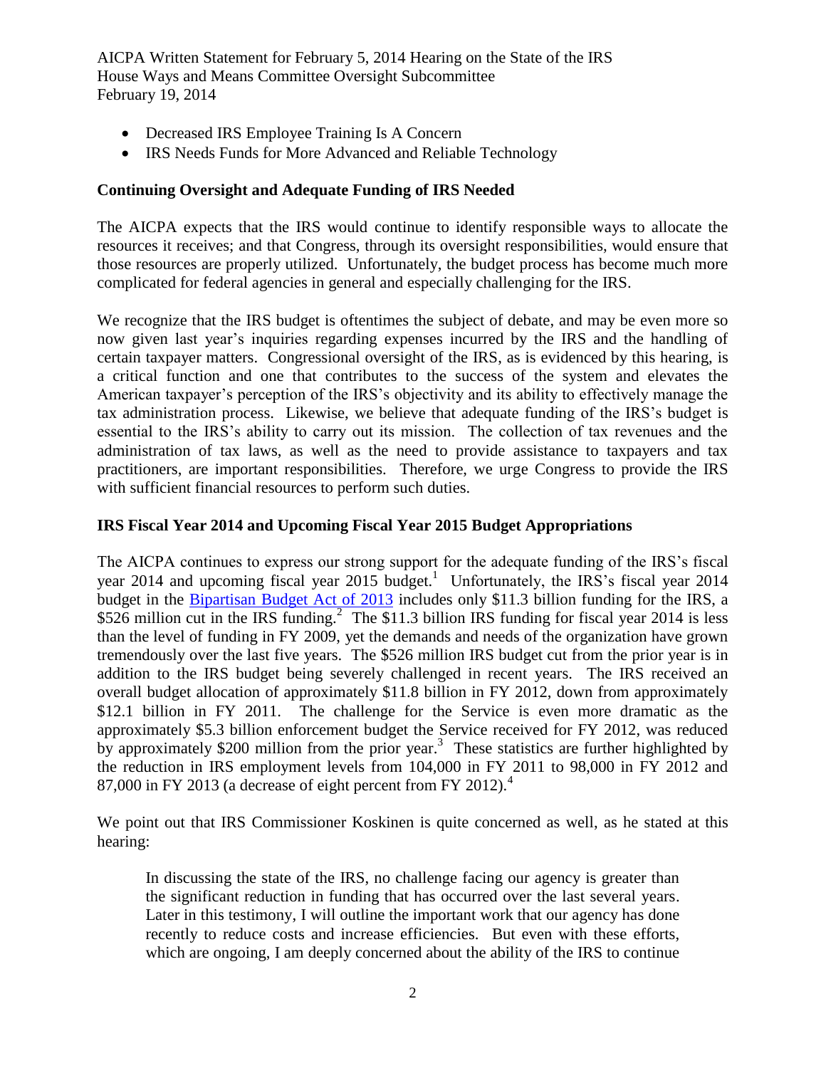- Decreased IRS Employee Training Is A Concern
- IRS Needs Funds for More Advanced and Reliable Technology

## Continuing Oversight and Adequate Funding of IRS Needed

The AICPA expects that the IRS would continue to identify responsible ways to allocate the resources it receives; and that Congress, through its oversight responsibilities, would ensure that those resources are properly utilized. Unfortunately, the budget process has become much more complicated for federal agencies in general and especially challenging for the IRS.

We recognize that the IRS budget is oftentimes the subject of debate, and may be even more so now given last year's inquiries regarding expenses incurred by the IRS and the handling of certain taxpayer matters. Congressional oversight of the IRS, as is evidenced by this hearing, is a critical function and one that contributes to the success of the system and elevates the American taxpayer's perception of the IRS's objectivity and its ability to effectively manage the tax administration process. Likewise, we believe that adequate funding of the IRS's budget is essential to the IRS's ability to carry out its mission. The collection of tax revenues and the administration of tax laws, as well as the need to provide assistance to taxpayers and tax practitioners, are important responsibilities. Therefore, we urge Congress to provide the IRS with sufficient financial resources to perform such duties.

## IRS Fiscal Year 2014 and Upcoming Fiscal Year 2015 Budget Appropriations

The AICPA continues to express our strong support for the adequate funding of the IRS's fiscal year 2014 and upcoming fiscal year 2015 budget.[1] Unfortunately, the IRS's fiscal year 2014 budget in the Bipartisan Budget Act of 2013 includes only $11.3 billion funding for the IRS, a $526 million cut in the IRS funding.[2] The $11.3 billion IRS funding for fiscal year 2014 is less than the level of funding in FY 2009, yet the demands and needs of the organization have grown tremendously over the last five years. The $526 million IRS budget cut from the prior year is in addition to the IRS budget being severely challenged in recent years. The IRS received an overall budget allocation of approximately $11.8 billion in FY 2012, down from approximately $12.1 billion in FY 2011. The challenge for the Service is even more dramatic as the approximately $5.3 billion enforcement budget the Service received for FY 2012, was reduced by approximately $200 million from the prior year.[3] These statistics are further highlighted by the reduction in IRS employment levels from 104,000 in FY 2011 to 98,000 in FY 2012 and 87,000 in FY 2013 (a decrease of eight percent from FY 2012).[4]

We point out that IRS Commissioner Koskinen is quite concerned as well, as he stated at this hearing:

> In discussing the state of the IRS, no challenge facing our agency is greater than the significant reduction in funding that has occurred over the last several years. Later in this testimony, I will outline the important work that our agency has done recently to reduce costs and increase efficiencies. But even with these efforts, which are ongoing, I am deeply concerned about the ability of the IRS to continue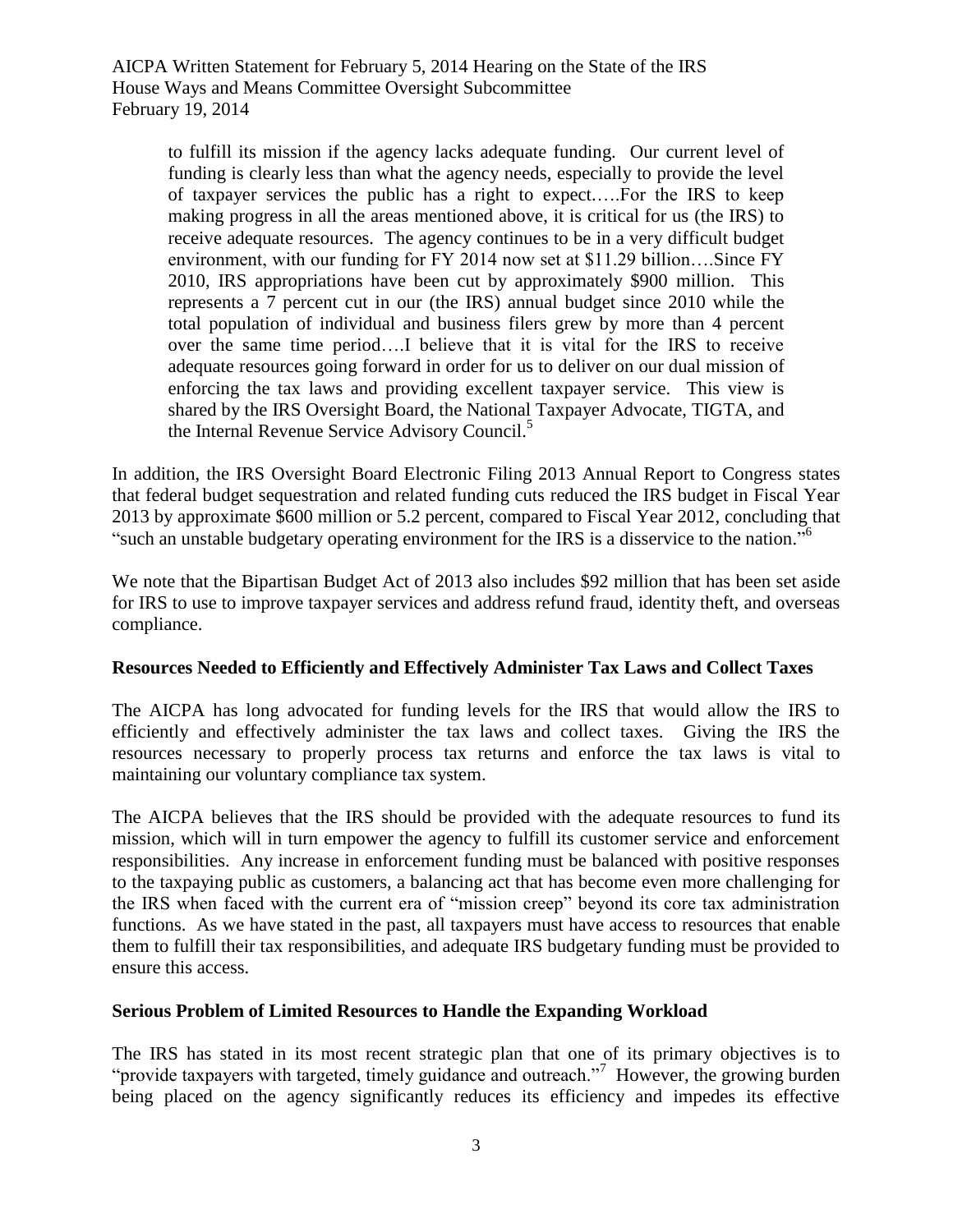> to fulfill its mission if the agency lacks adequate funding. Our current level of funding is clearly less than what the agency needs, especially to provide the level of taxpayer services the public has a right to expect…..For the IRS to keep making progress in all the areas mentioned above, it is critical for us (the IRS) to receive adequate resources. The agency continues to be in a very difficult budget environment, with our funding for FY 2014 now set at $11.29 billion….Since FY 2010, IRS appropriations have been cut by approximately $900 million. This represents a 7 percent cut in our (the IRS) annual budget since 2010 while the total population of individual and business filers grew by more than 4 percent over the same time period….I believe that it is vital for the IRS to receive adequate resources going forward in order for us to deliver on our dual mission of enforcing the tax laws and providing excellent taxpayer service. This view is shared by the IRS Oversight Board, the National Taxpayer Advocate, TIGTA, and the Internal Revenue Service Advisory Council.[5]

In addition, the IRS Oversight Board Electronic Filing 2013 Annual Report to Congress states that federal budget sequestration and related funding cuts reduced the IRS budget in Fiscal Year 2013 by approximate $600 million or 5.2 percent, compared to Fiscal Year 2012, concluding that "such an unstable budgetary operating environment for the IRS is a disservice to the nation."[6]

We note that the Bipartisan Budget Act of 2013 also includes $92 million that has been set aside for IRS to use to improve taxpayer services and address refund fraud, identity theft, and overseas compliance.

**Resources Needed to Efficiently and Effectively Administer Tax Laws and Collect Taxes**

The AICPA has long advocated for funding levels for the IRS that would allow the IRS to efficiently and effectively administer the tax laws and collect taxes. Giving the IRS the resources necessary to properly process tax returns and enforce the tax laws is vital to maintaining our voluntary compliance tax system.

The AICPA believes that the IRS should be provided with the adequate resources to fund its mission, which will in turn empower the agency to fulfill its customer service and enforcement responsibilities. Any increase in enforcement funding must be balanced with positive responses to the taxpaying public as customers, a balancing act that has become even more challenging for the IRS when faced with the current era of "mission creep" beyond its core tax administration functions. As we have stated in the past, all taxpayers must have access to resources that enable them to fulfill their tax responsibilities, and adequate IRS budgetary funding must be provided to ensure this access.

**Serious Problem of Limited Resources to Handle the Expanding Workload**

The IRS has stated in its most recent strategic plan that one of its primary objectives is to "provide taxpayers with targeted, timely guidance and outreach."[7] However, the growing burden being placed on the agency significantly reduces its efficiency and impedes its effective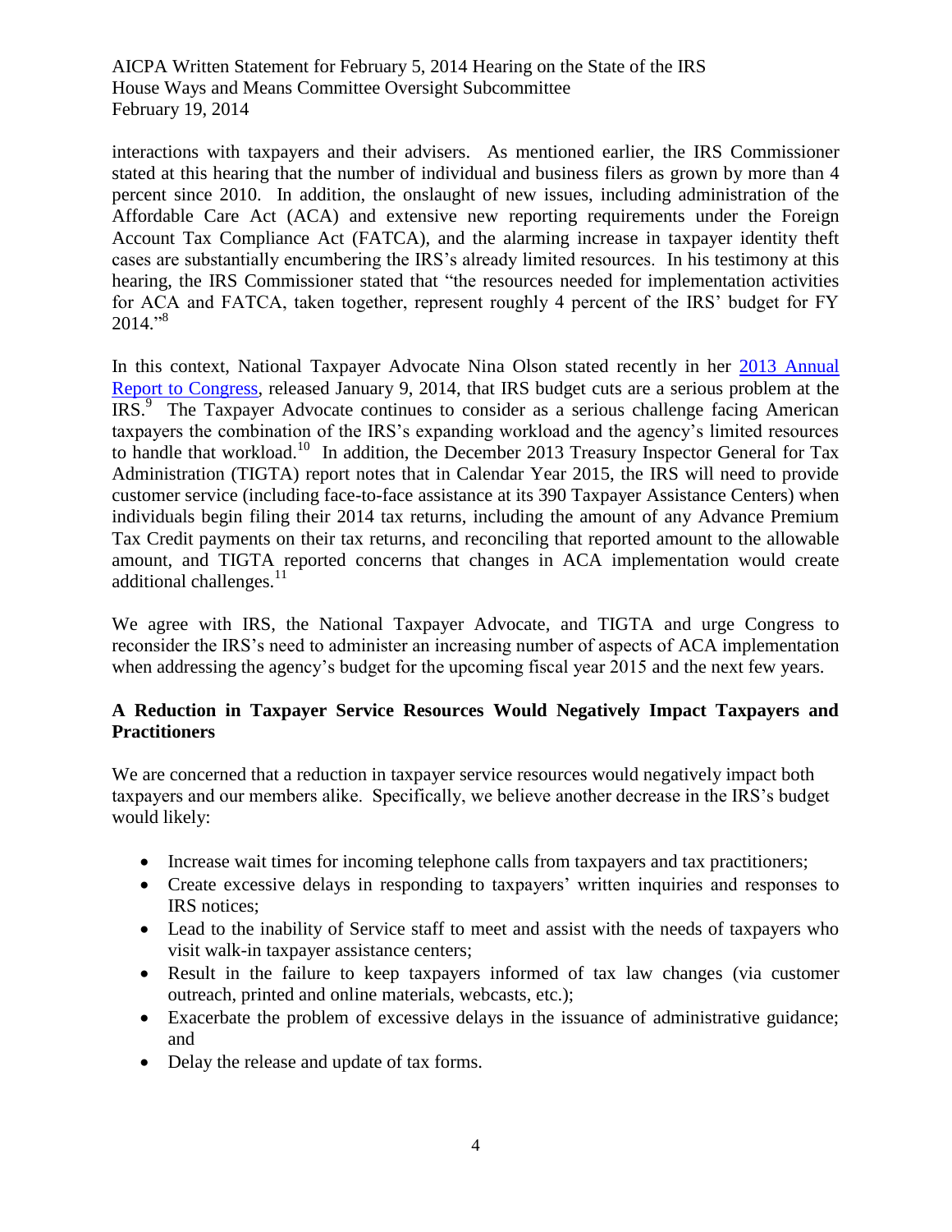interactions with taxpayers and their advisers. As mentioned earlier, the IRS Commissioner stated at this hearing that the number of individual and business filers as grown by more than 4 percent since 2010. In addition, the onslaught of new issues, including administration of the Affordable Care Act (ACA) and extensive new reporting requirements under the Foreign Account Tax Compliance Act (FATCA), and the alarming increase in taxpayer identity theft cases are substantially encumbering the IRS's already limited resources. In his testimony at this hearing, the IRS Commissioner stated that "the resources needed for implementation activities for ACA and FATCA, taken together, represent roughly 4 percent of the IRS' budget for FY 2014."[8]

In this context, National Taxpayer Advocate Nina Olson stated recently in her 2013 Annual Report to Congress, released January 9, 2014, that IRS budget cuts are a serious problem at the IRS.[9] The Taxpayer Advocate continues to consider as a serious challenge facing American taxpayers the combination of the IRS's expanding workload and the agency's limited resources to handle that workload.[10] In addition, the December 2013 Treasury Inspector General for Tax Administration (TIGTA) report notes that in Calendar Year 2015, the IRS will need to provide customer service (including face-to-face assistance at its 390 Taxpayer Assistance Centers) when individuals begin filing their 2014 tax returns, including the amount of any Advance Premium Tax Credit payments on their tax returns, and reconciling that reported amount to the allowable amount, and TIGTA reported concerns that changes in ACA implementation would create additional challenges.[11]

We agree with IRS, the National Taxpayer Advocate, and TIGTA and urge Congress to reconsider the IRS's need to administer an increasing number of aspects of ACA implementation when addressing the agency's budget for the upcoming fiscal year 2015 and the next few years.

**A Reduction in Taxpayer Service Resources Would Negatively Impact Taxpayers and Practitioners**

We are concerned that a reduction in taxpayer service resources would negatively impact both taxpayers and our members alike. Specifically, we believe another decrease in the IRS's budget would likely:

- Increase wait times for incoming telephone calls from taxpayers and tax practitioners;
- Create excessive delays in responding to taxpayers' written inquiries and responses to IRS notices;
- Lead to the inability of Service staff to meet and assist with the needs of taxpayers who visit walk-in taxpayer assistance centers;
- Result in the failure to keep taxpayers informed of tax law changes (via customer outreach, printed and online materials, webcasts, etc.);
- Exacerbate the problem of excessive delays in the issuance of administrative guidance; and
- Delay the release and update of tax forms.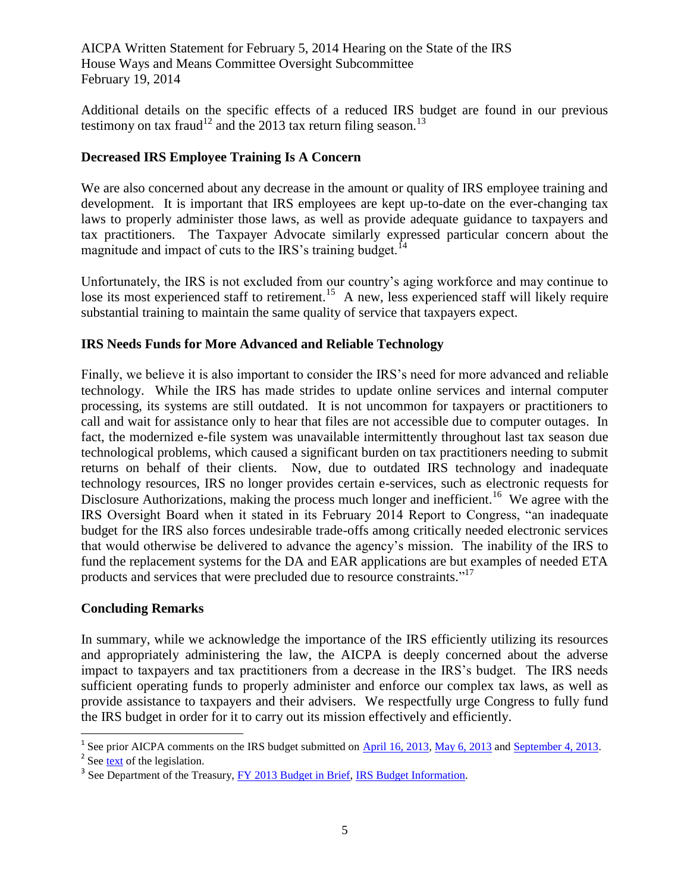Additional details on the specific effects of a reduced IRS budget are found in our previous testimony on tax fraud[12] and the 2013 tax return filing season.[13]

**Decreased IRS Employee Training Is A Concern**

We are also concerned about any decrease in the amount or quality of IRS employee training and development. It is important that IRS employees are kept up-to-date on the ever-changing tax laws to properly administer those laws, as well as provide adequate guidance to taxpayers and tax practitioners. The Taxpayer Advocate similarly expressed particular concern about the magnitude and impact of cuts to the IRS's training budget.[14]

Unfortunately, the IRS is not excluded from our country's aging workforce and may continue to lose its most experienced staff to retirement.[15] A new, less experienced staff will likely require substantial training to maintain the same quality of service that taxpayers expect.

**IRS Needs Funds for More Advanced and Reliable Technology**

Finally, we believe it is also important to consider the IRS's need for more advanced and reliable technology. While the IRS has made strides to update online services and internal computer processing, its systems are still outdated. It is not uncommon for taxpayers or practitioners to call and wait for assistance only to hear that files are not accessible due to computer outages. In fact, the modernized e-file system was unavailable intermittently throughout last tax season due technological problems, which caused a significant burden on tax practitioners needing to submit returns on behalf of their clients. Now, due to outdated IRS technology and inadequate technology resources, IRS no longer provides certain e-services, such as electronic requests for Disclosure Authorizations, making the process much longer and inefficient.[16] We agree with the IRS Oversight Board when it stated in its February 2014 Report to Congress, "an inadequate budget for the IRS also forces undesirable trade-offs among critically needed electronic services that would otherwise be delivered to advance the agency's mission. The inability of the IRS to fund the replacement systems for the DA and EAR applications are but examples of needed ETA products and services that were precluded due to resource constraints."[17]

**Concluding Remarks**

In summary, while we acknowledge the importance of the IRS efficiently utilizing its resources and appropriately administering the law, the AICPA is deeply concerned about the adverse impact to taxpayers and tax practitioners from a decrease in the IRS's budget. The IRS needs sufficient operating funds to properly administer and enforce our complex tax laws, as well as provide assistance to taxpayers and their advisers. We respectfully urge Congress to fully fund the IRS budget in order for it to carry out its mission effectively and efficiently.

---

[1] See prior AICPA comments on the IRS budget submitted on April 16, 2013, May 6, 2013 and September 4, 2013.

[2] See text of the legislation.

[3] See Department of the Treasury, FY 2013 Budget in Brief, IRS Budget Information.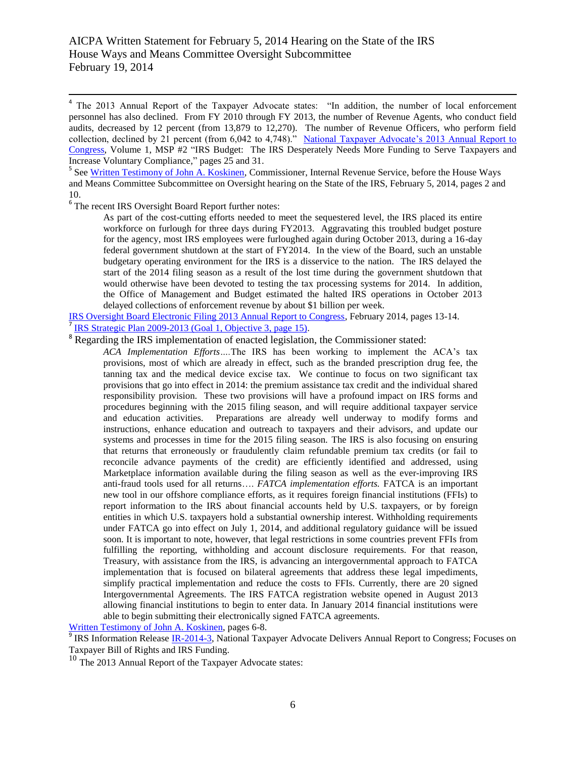[4] The 2013 Annual Report of the Taxpayer Advocate states: "In addition, the number of local enforcement personnel has also declined. From FY 2010 through FY 2013, the number of Revenue Agents, who conduct field audits, decreased by 12 percent (from 13,879 to 12,270). The number of Revenue Officers, who perform field collection, declined by 21 percent (from 6,042 to 4,748)." National Taxpayer Advocate's 2013 Annual Report to Congress, Volume 1, MSP #2 "IRS Budget: The IRS Desperately Needs More Funding to Serve Taxpayers and Increase Voluntary Compliance," pages 25 and 31.

[5] See Written Testimony of John A. Koskinen, Commissioner, Internal Revenue Service, before the House Ways and Means Committee Subcommittee on Oversight hearing on the State of the IRS, February 5, 2014, pages 2 and 10.

[6] The recent IRS Oversight Board Report further notes:

> As part of the cost-cutting efforts needed to meet the sequestered level, the IRS placed its entire workforce on furlough for three days during FY2013. Aggravating this troubled budget posture for the agency, most IRS employees were furloughed again during October 2013, during a 16-day federal government shutdown at the start of FY2014. In the view of the Board, such an unstable budgetary operating environment for the IRS is a disservice to the nation. The IRS delayed the start of the 2014 filing season as a result of the lost time during the government shutdown that would otherwise have been devoted to testing the tax processing systems for 2014. In addition, the Office of Management and Budget estimated the halted IRS operations in October 2013 delayed collections of enforcement revenue by about $1 billion per week.

IRS Oversight Board Electronic Filing 2013 Annual Report to Congress, February 2014, pages 13-14.

[7] IRS Strategic Plan 2009-2013 (Goal 1, Objective 3, page 15).

[8] Regarding the IRS implementation of enacted legislation, the Commissioner stated:

> *ACA Implementation Efforts*….The IRS has been working to implement the ACA's tax provisions, most of which are already in effect, such as the branded prescription drug fee, the tanning tax and the medical device excise tax. We continue to focus on two significant tax provisions that go into effect in 2014: the premium assistance tax credit and the individual shared responsibility provision. These two provisions will have a profound impact on IRS forms and procedures beginning with the 2015 filing season, and will require additional taxpayer service and education activities. Preparations are already well underway to modify forms and instructions, enhance education and outreach to taxpayers and their advisors, and update our systems and processes in time for the 2015 filing season. The IRS is also focusing on ensuring that returns that erroneously or fraudulently claim refundable premium tax credits (or fail to reconcile advance payments of the credit) are efficiently identified and addressed, using Marketplace information available during the filing season as well as the ever-improving IRS anti-fraud tools used for all returns…. *FATCA implementation efforts.* FATCA is an important new tool in our offshore compliance efforts, as it requires foreign financial institutions (FFIs) to report information to the IRS about financial accounts held by U.S. taxpayers, or by foreign entities in which U.S. taxpayers hold a substantial ownership interest. Withholding requirements under FATCA go into effect on July 1, 2014, and additional regulatory guidance will be issued soon. It is important to note, however, that legal restrictions in some countries prevent FFIs from fulfilling the reporting, withholding and account disclosure requirements. For that reason, Treasury, with assistance from the IRS, is advancing an intergovernmental approach to FATCA implementation that is focused on bilateral agreements that address these legal impediments, simplify practical implementation and reduce the costs to FFIs. Currently, there are 20 signed Intergovernmental Agreements. The IRS FATCA registration website opened in August 2013 allowing financial institutions to begin to enter data. In January 2014 financial institutions were able to begin submitting their electronically signed FATCA agreements.

Written Testimony of John A. Koskinen, pages 6-8.

[9] IRS Information Release IR-2014-3, National Taxpayer Advocate Delivers Annual Report to Congress; Focuses on Taxpayer Bill of Rights and IRS Funding.

[10] The 2013 Annual Report of the Taxpayer Advocate states: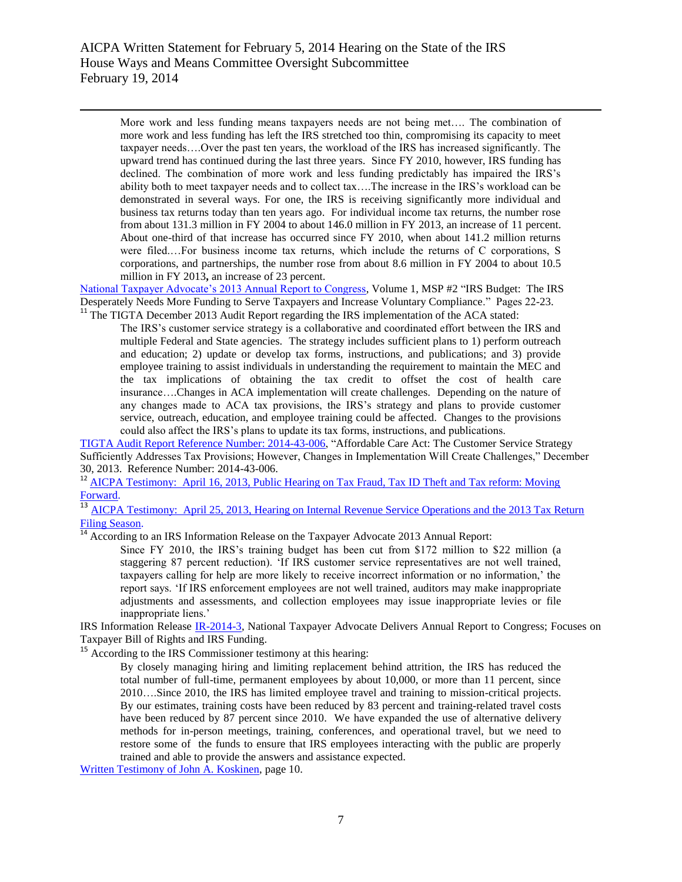> More work and less funding means taxpayers needs are not being met…. The combination of more work and less funding has left the IRS stretched too thin, compromising its capacity to meet taxpayer needs….Over the past ten years, the workload of the IRS has increased significantly. The upward trend has continued during the last three years. Since FY 2010, however, IRS funding has declined. The combination of more work and less funding predictably has impaired the IRS's ability both to meet taxpayer needs and to collect tax….The increase in the IRS's workload can be demonstrated in several ways. For one, the IRS is receiving significantly more individual and business tax returns today than ten years ago. For individual income tax returns, the number rose from about 131.3 million in FY 2004 to about 146.0 million in FY 2013, an increase of 11 percent. About one-third of that increase has occurred since FY 2010, when about 141.2 million returns were filed.…For business income tax returns, which include the returns of C corporations, S corporations, and partnerships, the number rose from about 8.6 million in FY 2004 to about 10.5 million in FY 2013**,** an increase of 23 percent.

National Taxpayer Advocate's 2013 Annual Report to Congress, Volume 1, MSP #2 "IRS Budget: The IRS Desperately Needs More Funding to Serve Taxpayers and Increase Voluntary Compliance." Pages 22-23.

[11] The TIGTA December 2013 Audit Report regarding the IRS implementation of the ACA stated:

> The IRS's customer service strategy is a collaborative and coordinated effort between the IRS and multiple Federal and State agencies. The strategy includes sufficient plans to 1) perform outreach and education; 2) update or develop tax forms, instructions, and publications; and 3) provide employee training to assist individuals in understanding the requirement to maintain the MEC and the tax implications of obtaining the tax credit to offset the cost of health care insurance….Changes in ACA implementation will create challenges. Depending on the nature of any changes made to ACA tax provisions, the IRS's strategy and plans to provide customer service, outreach, education, and employee training could be affected. Changes to the provisions could also affect the IRS's plans to update its tax forms, instructions, and publications.

TIGTA Audit Report Reference Number: 2014-43-006, "Affordable Care Act: The Customer Service Strategy Sufficiently Addresses Tax Provisions; However, Changes in Implementation Will Create Challenges," December 30, 2013. Reference Number: 2014-43-006.

[12] AICPA Testimony: April 16, 2013, Public Hearing on Tax Fraud, Tax ID Theft and Tax reform: Moving Forward.

[13] AICPA Testimony: April 25, 2013, Hearing on Internal Revenue Service Operations and the 2013 Tax Return Filing Season.

[14] According to an IRS Information Release on the Taxpayer Advocate 2013 Annual Report:

> Since FY 2010, the IRS's training budget has been cut from $172 million to $22 million (a staggering 87 percent reduction). 'If IRS customer service representatives are not well trained, taxpayers calling for help are more likely to receive incorrect information or no information,' the report says. 'If IRS enforcement employees are not well trained, auditors may make inappropriate adjustments and assessments, and collection employees may issue inappropriate levies or file inappropriate liens.'

IRS Information Release IR-2014-3, National Taxpayer Advocate Delivers Annual Report to Congress; Focuses on Taxpayer Bill of Rights and IRS Funding.

[15] According to the IRS Commissioner testimony at this hearing:

> By closely managing hiring and limiting replacement behind attrition, the IRS has reduced the total number of full-time, permanent employees by about 10,000, or more than 11 percent, since 2010….Since 2010, the IRS has limited employee travel and training to mission-critical projects. By our estimates, training costs have been reduced by 83 percent and training-related travel costs have been reduced by 87 percent since 2010. We have expanded the use of alternative delivery methods for in-person meetings, training, conferences, and operational travel, but we need to restore some of the funds to ensure that IRS employees interacting with the public are properly trained and able to provide the answers and assistance expected.

Written Testimony of John A. Koskinen, page 10.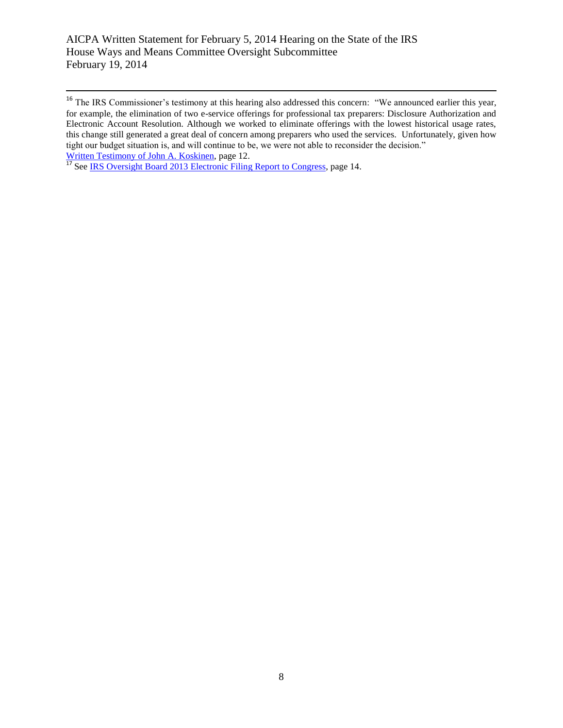[16] The IRS Commissioner's testimony at this hearing also addressed this concern: "We announced earlier this year, for example, the elimination of two e-service offerings for professional tax preparers: Disclosure Authorization and Electronic Account Resolution. Although we worked to eliminate offerings with the lowest historical usage rates, this change still generated a great deal of concern among preparers who used the services. Unfortunately, given how tight our budget situation is, and will continue to be, we were not able to reconsider the decision." Written Testimony of John A. Koskinen, page 12.

[17] See IRS Oversight Board 2013 Electronic Filing Report to Congress, page 14.